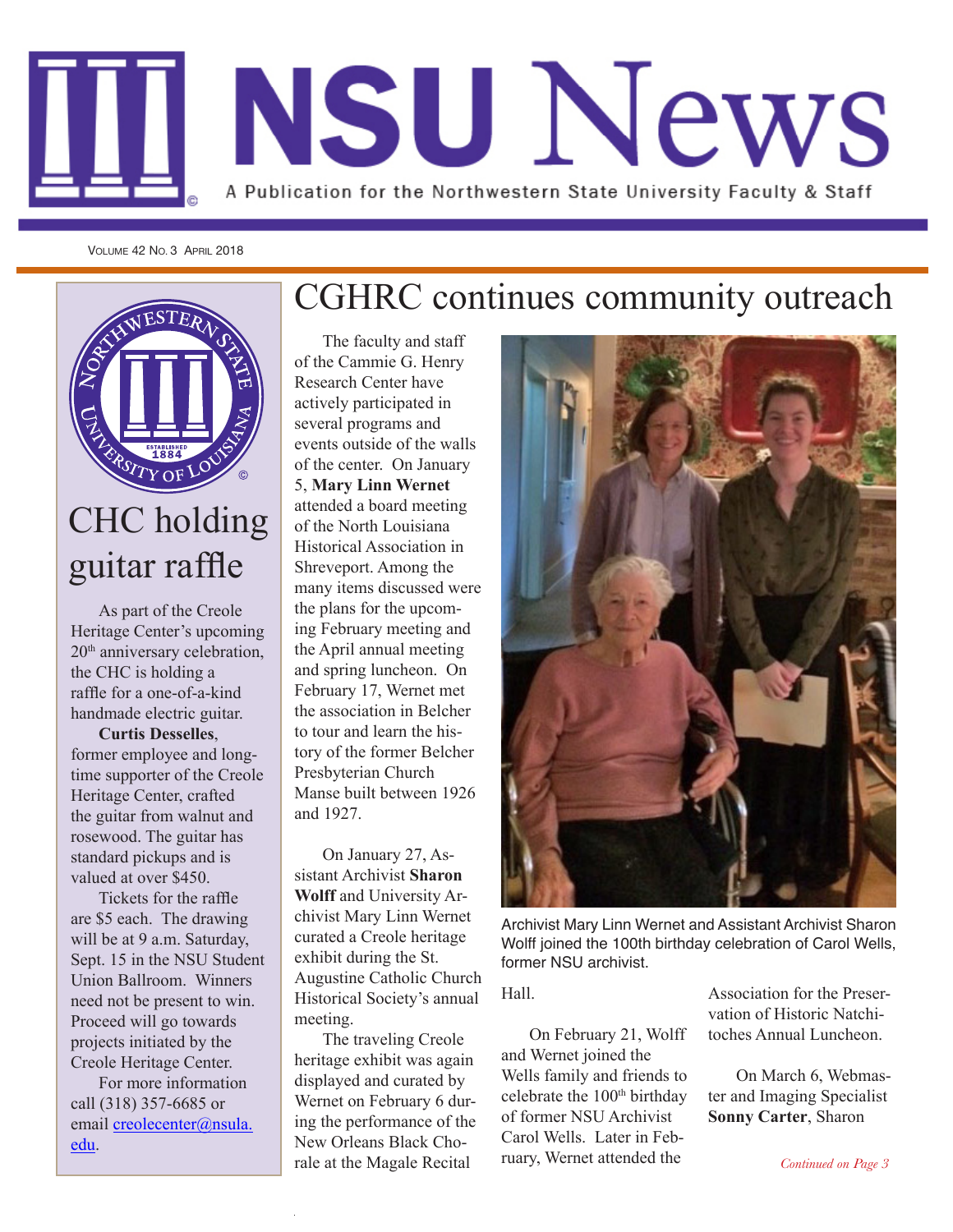# NSU News

A Publication for the Northwestern State University Faculty & Staff

Volume 42 No. 3 April 2018

## CGHRC continues community outreach

The faculty and staff of the Cammie G. Henry Research Center have actively participated in several programs and events outside of the walls of the center. On January 5, **Mary Linn Wernet** attended a board meeting of the North Louisiana Historical Association in Shreveport. Among the many items discussed were the plans for the upcoming February meeting and the April annual meeting and spring luncheon. On February 17, Wernet met the association in Belcher to tour and learn the history of the former Belcher Presbyterian Church Manse built between 1926 and 1927.

On January 27, Assistant Archivist **Sharon Wolff** and University Archivist Mary Linn Wernet curated a Creole heritage exhibit during the St. Augustine Catholic Church Historical Society's annual meeting.

The traveling Creole heritage exhibit was again displayed and curated by Wernet on February 6 during the performance of the New Orleans Black Chorale at the Magale Recital Hall.

Archivist Mary Linn Wernet and Assistant Archivist Sharon Wolff joined the 100th birthday celebration of Carol Wells, former NSU archivist.

On February 21, Wolff and Wernet joined the Wells family and friends to celebrate the 100th birthday of former NSU Archivist Carol Wells. Later in February, Wernet attended the Association for the Preservation of Historic Natchitoches Annual Luncheon.

On March 6, Webmaster and Imaging Specialist **Sonny Carter**, Sharon

*Continued on Page 3*

## CHC holding guitar raffle

As part of the Creole Heritage Center's upcoming 20th anniversary celebration, the CHC is holding a raffle for a one-of-a-kind handmade electric guitar.

**Curtis Desselles**, former employee and longtime supporter of the Creole Heritage Center, crafted the guitar from walnut and rosewood. The guitar has standard pickups and is valued at over $450.

Tickets for the raffle are $5 each. The drawing will be at 9 a.m. Saturday, Sept. 15 in the NSU Student Union Ballroom. Winners need not be present to win. Proceed will go towards projects initiated by the Creole Heritage Center.

For more information call (318) 357-6685 or email creolecenter@nsula.edu.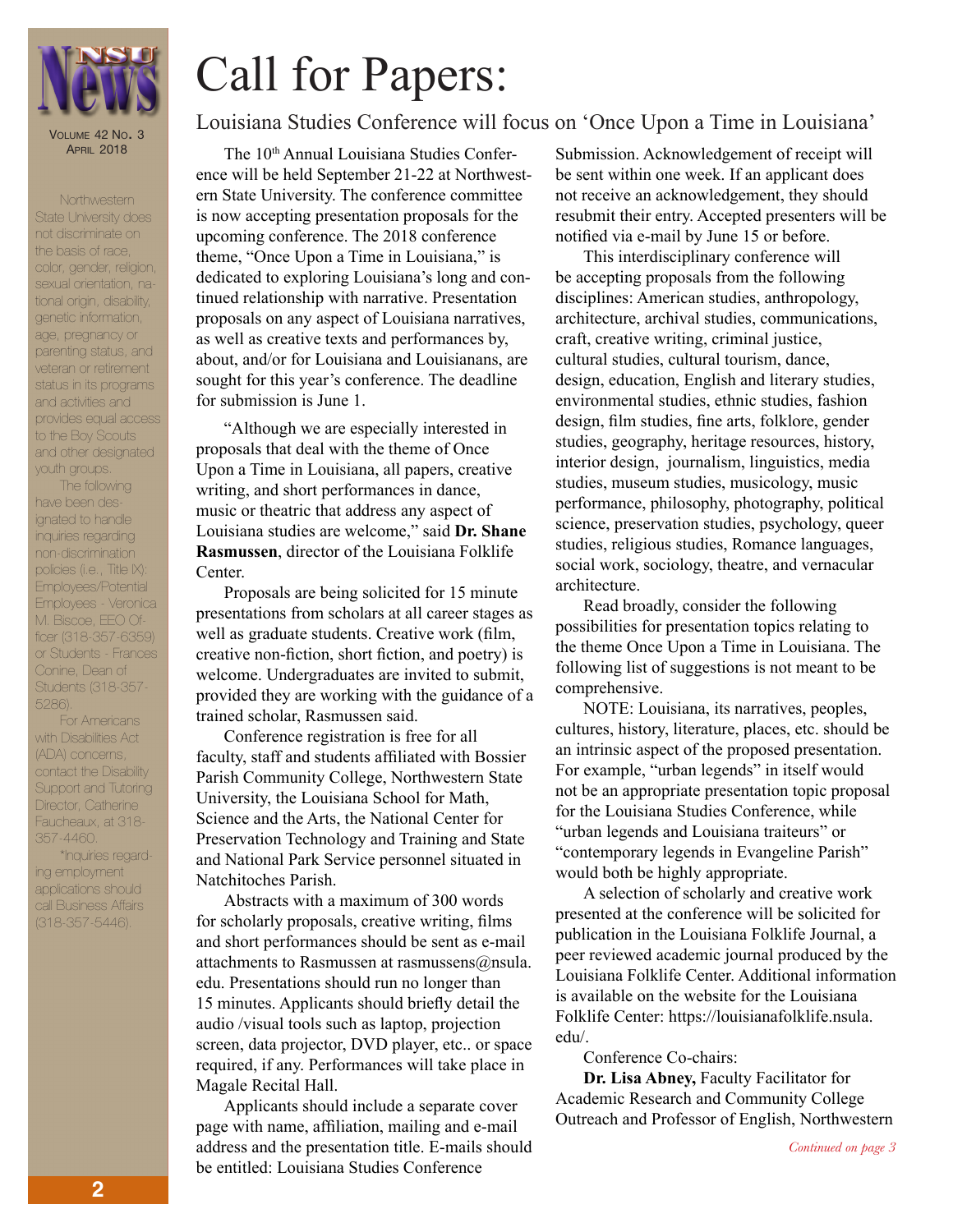Volume 42 No. 3
April 2018

Northwestern State University does not discriminate on the basis of race, color, gender, religion, sexual orientation, national origin, disability, genetic information, age, pregnancy or parenting status, and veteran or retirement status in its programs and activities and provides equal access to the Boy Scouts and other designated youth groups.

The following have been designated to handle inquiries regarding non-discrimination policies (i.e., Title IX): Employees/Potential Employees - Veronica M. Biscoe, EEO Officer (318-357-6359) or Students - Frances Conine, Dean of Students (318-357-5286).

For Americans with Disabilities Act (ADA) concerns, contact the Disability Support and Tutoring Director, Catherine Faucheaux, at 318-357-4460.

*Inquiries regarding employment applications should call Business Affairs (318-357-5446).

# Call for Papers:

## Louisiana Studies Conference will focus on 'Once Upon a Time in Louisiana'

The 10th Annual Louisiana Studies Conference will be held September 21-22 at Northwestern State University. The conference committee is now accepting presentation proposals for the upcoming conference. The 2018 conference theme, "Once Upon a Time in Louisiana," is dedicated to exploring Louisiana's long and continued relationship with narrative. Presentation proposals on any aspect of Louisiana narratives, as well as creative texts and performances by, about, and/or for Louisiana and Louisianans, are sought for this year's conference. The deadline for submission is June 1.

"Although we are especially interested in proposals that deal with the theme of Once Upon a Time in Louisiana, all papers, creative writing, and short performances in dance, music or theatric that address any aspect of Louisiana studies are welcome," said **Dr. Shane Rasmussen**, director of the Louisiana Folklife Center.

Proposals are being solicited for 15 minute presentations from scholars at all career stages as well as graduate students. Creative work (film, creative non-fiction, short fiction, and poetry) is welcome. Undergraduates are invited to submit, provided they are working with the guidance of a trained scholar, Rasmussen said.

Conference registration is free for all faculty, staff and students affiliated with Bossier Parish Community College, Northwestern State University, the Louisiana School for Math, Science and the Arts, the National Center for Preservation Technology and Training and State and National Park Service personnel situated in Natchitoches Parish.

Abstracts with a maximum of 300 words for scholarly proposals, creative writing, films and short performances should be sent as e-mail attachments to Rasmussen at rasmussens@nsula.edu. Presentations should run no longer than 15 minutes. Applicants should briefly detail the audio /visual tools such as laptop, projection screen, data projector, DVD player, etc.. or space required, if any. Performances will take place in Magale Recital Hall.

Applicants should include a separate cover page with name, affiliation, mailing and e-mail address and the presentation title. E-mails should be entitled: Louisiana Studies Conference Submission. Acknowledgement of receipt will be sent within one week. If an applicant does not receive an acknowledgement, they should resubmit their entry. Accepted presenters will be notified via e-mail by June 15 or before.

This interdisciplinary conference will be accepting proposals from the following disciplines: American studies, anthropology, architecture, archival studies, communications, craft, creative writing, criminal justice, cultural studies, cultural tourism, dance, design, education, English and literary studies, environmental studies, ethnic studies, fashion design, film studies, fine arts, folklore, gender studies, geography, heritage resources, history, interior design, journalism, linguistics, media studies, museum studies, musicology, music performance, philosophy, photography, political science, preservation studies, psychology, queer studies, religious studies, Romance languages, social work, sociology, theatre, and vernacular architecture.

Read broadly, consider the following possibilities for presentation topics relating to the theme Once Upon a Time in Louisiana. The following list of suggestions is not meant to be comprehensive.

NOTE: Louisiana, its narratives, peoples, cultures, history, literature, places, etc. should be an intrinsic aspect of the proposed presentation. For example, "urban legends" in itself would not be an appropriate presentation topic proposal for the Louisiana Studies Conference, while "urban legends and Louisiana traiteurs" or "contemporary legends in Evangeline Parish" would both be highly appropriate.

A selection of scholarly and creative work presented at the conference will be solicited for publication in the Louisiana Folklife Journal, a peer reviewed academic journal produced by the Louisiana Folklife Center. Additional information is available on the website for the Louisiana Folklife Center: https://louisianafolklife.nsula.edu/.

Conference Co-chairs:

**Dr. Lisa Abney,** Faculty Facilitator for Academic Research and Community College Outreach and Professor of English, Northwestern

*Continued on page 3*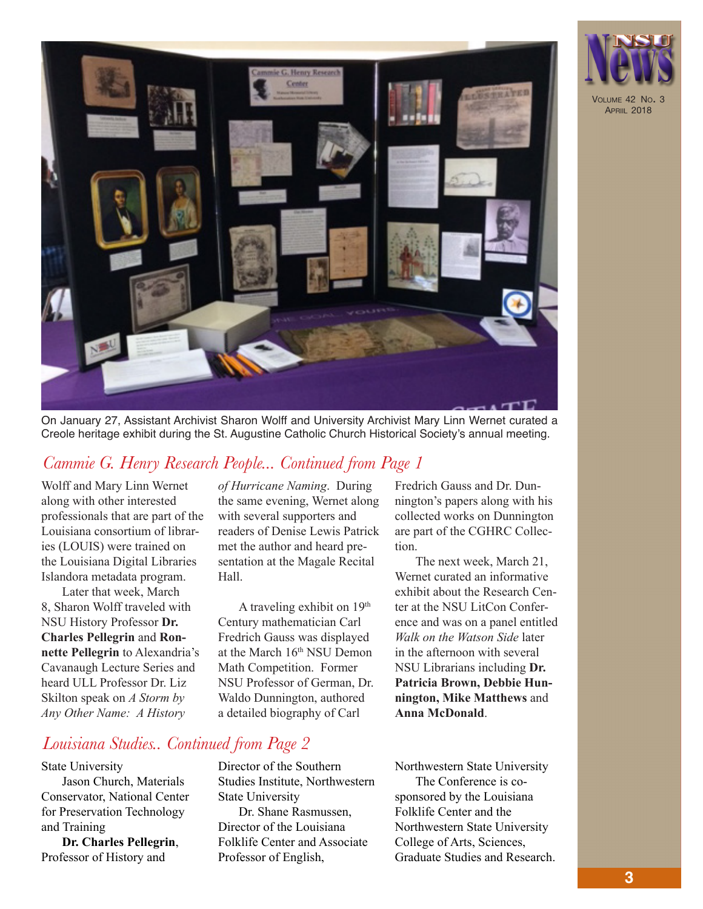On January 27, Assistant Archivist Sharon Wolff and University Archivist Mary Linn Wernet curated a Creole heritage exhibit during the St. Augustine Catholic Church Historical Society's annual meeting.

## *Cammie G. Henry Research People... Continued from Page 1*

Wolff and Mary Linn Wernet along with other interested professionals that are part of the Louisiana consortium of libraries (LOUIS) were trained on the Louisiana Digital Libraries Islandora metadata program.

Later that week, March 8, Sharon Wolff traveled with NSU History Professor **Dr. Charles Pellegrin** and **Ronnette Pellegrin** to Alexandria's Cavanaugh Lecture Series and heard ULL Professor Dr. Liz Skilton speak on *A Storm by Any Other Name: A History of Hurricane Naming*. During the same evening, Wernet along with several supporters and readers of Denise Lewis Patrick met the author and heard presentation at the Magale Recital Hall.

A traveling exhibit on 19th Century mathematician Carl Fredrich Gauss was displayed at the March 16th NSU Demon Math Competition. Former NSU Professor of German, Dr. Waldo Dunnington, authored a detailed biography of Carl Fredrich Gauss and Dr. Dunnington's papers along with his collected works on Dunnington are part of the CGHRC Collection.

The next week, March 21, Wernet curated an informative exhibit about the Research Center at the NSU LitCon Conference and was on a panel entitled *Walk on the Watson Side* later in the afternoon with several NSU Librarians including **Dr. Patricia Brown, Debbie Hunnington, Mike Matthews** and **Anna McDonald**.

## *Louisiana Studies.. Continued from Page 2*

State University

Jason Church, Materials Conservator, National Center for Preservation Technology and Training

**Dr. Charles Pellegrin**, Professor of History and Director of the Southern Studies Institute, Northwestern State University

Dr. Shane Rasmussen, Director of the Louisiana Folklife Center and Associate Professor of English, Northwestern State University

The Conference is co-sponsored by the Louisiana Folklife Center and the Northwestern State University College of Arts, Sciences, Graduate Studies and Research.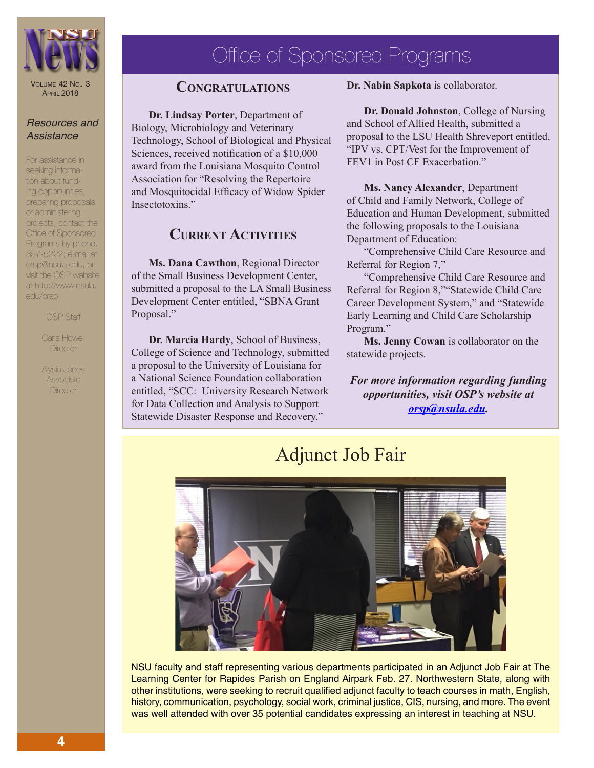## Resources and Assistance

For assistance in seeking information about funding opportunities, preparing proposals or administering projects, contact the Office of Sponsored Programs by phone, 357-5222; e-mail at orsp@nsula.edu, or visit the OSP website at http://www.nsula.edu/orsp.

OSP Staff

Carla Howell
Director

Alysia Jones
Associate Director

# Office of Sponsored Programs

## Congratulations

**Dr. Lindsay Porter**, Department of Biology, Microbiology and Veterinary Technology, School of Biological and Physical Sciences, received notification of a $10,000 award from the Louisiana Mosquito Control Association for "Resolving the Repertoire and Mosquitocidal Efficacy of Widow Spider Insectotoxins."

## Current Activities

**Ms. Dana Cawthon**, Regional Director of the Small Business Development Center, submitted a proposal to the LA Small Business Development Center entitled, "SBNA Grant Proposal."

**Dr. Marcia Hardy**, School of Business, College of Science and Technology, submitted a proposal to the University of Louisiana for a National Science Foundation collaboration entitled, "SCC: University Research Network for Data Collection and Analysis to Support Statewide Disaster Response and Recovery." **Dr. Nabin Sapkota** is collaborator.

**Dr. Donald Johnston**, College of Nursing and School of Allied Health, submitted a proposal to the LSU Health Shreveport entitled, "IPV vs. CPT/Vest for the Improvement of FEV1 in Post CF Exacerbation."

**Ms. Nancy Alexander**, Department of Child and Family Network, College of Education and Human Development, submitted the following proposals to the Louisiana Department of Education:

"Comprehensive Child Care Resource and Referral for Region 7,"

"Comprehensive Child Care Resource and Referral for Region 8,""Statewide Child Care Career Development System," and "Statewide Early Learning and Child Care Scholarship Program."

**Ms. Jenny Cowan** is collaborator on the statewide projects.

***For more information regarding funding opportunities, visit OSP's website at orsp@nsula.edu.***

# Adjunct Job Fair

NSU faculty and staff representing various departments participated in an Adjunct Job Fair at The Learning Center for Rapides Parish on England Airpark Feb. 27. Northwestern State, along with other institutions, were seeking to recruit qualified adjunct faculty to teach courses in math, English, history, communication, psychology, social work, criminal justice, CIS, nursing, and more. The event was well attended with over 35 potential candidates expressing an interest in teaching at NSU.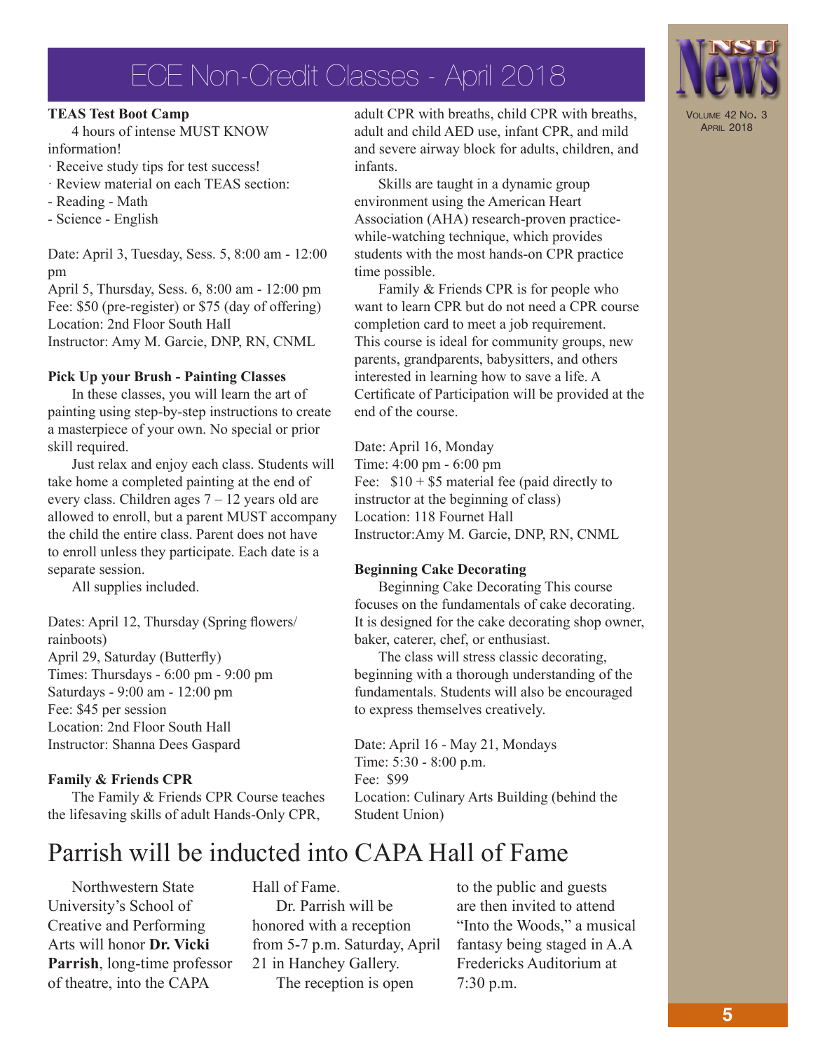# ECE Non-Credit Classes - April 2018

**TEAS Test Boot Camp**

4 hours of intense MUST KNOW information!

· Receive study tips for test success!

· Review material on each TEAS section:

- Reading - Math
- Science - English

Date: April 3, Tuesday, Sess. 5, 8:00 am - 12:00 pm
April 5, Thursday, Sess. 6, 8:00 am - 12:00 pm
Fee: $50 (pre-register) or $75 (day of offering)
Location: 2nd Floor South Hall
Instructor: Amy M. Garcie, DNP, RN, CNML

**Pick Up your Brush - Painting Classes**

In these classes, you will learn the art of painting using step-by-step instructions to create a masterpiece of your own. No special or prior skill required.

Just relax and enjoy each class. Students will take home a completed painting at the end of every class. Children ages 7 – 12 years old are allowed to enroll, but a parent MUST accompany the child the entire class. Parent does not have to enroll unless they participate. Each date is a separate session.

All supplies included.

Dates: April 12, Thursday (Spring flowers/ rainboots)
April 29, Saturday (Butterfly)
Times: Thursdays - 6:00 pm - 9:00 pm
Saturdays - 9:00 am - 12:00 pm
Fee: $45 per session
Location: 2nd Floor South Hall
Instructor: Shanna Dees Gaspard

**Family & Friends CPR**

The Family & Friends CPR Course teaches the lifesaving skills of adult Hands-Only CPR, adult CPR with breaths, child CPR with breaths, adult and child AED use, infant CPR, and mild and severe airway block for adults, children, and infants.

Skills are taught in a dynamic group environment using the American Heart Association (AHA) research-proven practice-while-watching technique, which provides students with the most hands-on CPR practice time possible.

Family & Friends CPR is for people who want to learn CPR but do not need a CPR course completion card to meet a job requirement. This course is ideal for community groups, new parents, grandparents, babysitters, and others interested in learning how to save a life. A Certificate of Participation will be provided at the end of the course.

Date: April 16, Monday
Time: 4:00 pm - 6:00 pm
Fee: $10 + $5 material fee (paid directly to instructor at the beginning of class)
Location: 118 Fournet Hall
Instructor:Amy M. Garcie, DNP, RN, CNML

**Beginning Cake Decorating**

Beginning Cake Decorating This course focuses on the fundamentals of cake decorating. It is designed for the cake decorating shop owner, baker, caterer, chef, or enthusiast.

The class will stress classic decorating, beginning with a thorough understanding of the fundamentals. Students will also be encouraged to express themselves creatively.

Date: April 16 - May 21, Mondays
Time: 5:30 - 8:00 p.m.
Fee: $99
Location: Culinary Arts Building (behind the Student Union)

# Parrish will be inducted into CAPA Hall of Fame

Northwestern State University's School of Creative and Performing Arts will honor **Dr. Vicki Parrish**, long-time professor of theatre, into the CAPA Hall of Fame.

Dr. Parrish will be honored with a reception from 5-7 p.m. Saturday, April 21 in Hanchey Gallery.

The reception is open to the public and guests are then invited to attend "Into the Woods," a musical fantasy being staged in A.A Fredericks Auditorium at 7:30 p.m.